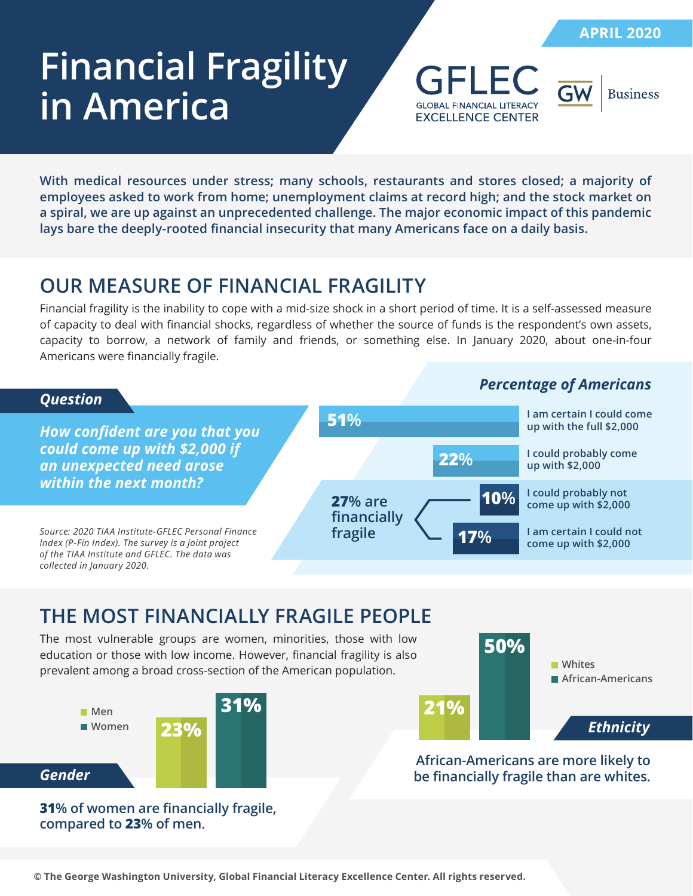# Financial Fragility in America

APRIL 2020

GFLEC
GLOBAL FINANCIAL LITERACY EXCELLENCE CENTER

GW | Business

**With medical resources under stress; many schools, restaurants and stores closed; a majority of employees asked to work from home; unemployment claims at record high; and the stock market on a spiral, we are up against an unprecedented challenge. The major economic impact of this pandemic lays bare the deeply-rooted financial insecurity that many Americans face on a daily basis.**

## OUR MEASURE OF FINANCIAL FRAGILITY

Financial fragility is the inability to cope with a mid-size shock in a short period of time. It is a self-assessed measure of capacity to deal with financial shocks, regardless of whether the source of funds is the respondent's own assets, capacity to borrow, a network of family and friends, or something else. In January 2020, about one-in-four Americans were financially fragile.

***Question***

***How confident are you that you could come up with $2,000 if an unexpected need arose within the next month?***

***Percentage of Americans***

| Percentage | Response |
|---|---|
| 51% | I am certain I could come up with the full $2,000 |
| 22% | I could probably come up with $2,000 |
| 10% | I could probably not come up with $2,000 |
| 17% | I am certain I could not come up with $2,000 |

**27%** are financially fragile

*Source: 2020 TIAA Institute-GFLEC Personal Finance Index (P-Fin Index). The survey is a joint project of the TIAA Institute and GFLEC. The data was collected in January 2020.*

## THE MOST FINANCIALLY FRAGILE PEOPLE

The most vulnerable groups are women, minorities, those with low education or those with low income. However, financial fragility is also prevalent among a broad cross-section of the American population.

***Gender***

| Men | Women |
|---|---|
| 23% | 31% |

**31% of women are financially fragile, compared to 23% of men.**

***Ethnicity***

| Whites | African-Americans |
|---|---|
| 21% | 50% |

**African-Americans are more likely to be financially fragile than are whites.**

**© The George Washington University, Global Financial Literacy Excellence Center. All rights reserved.**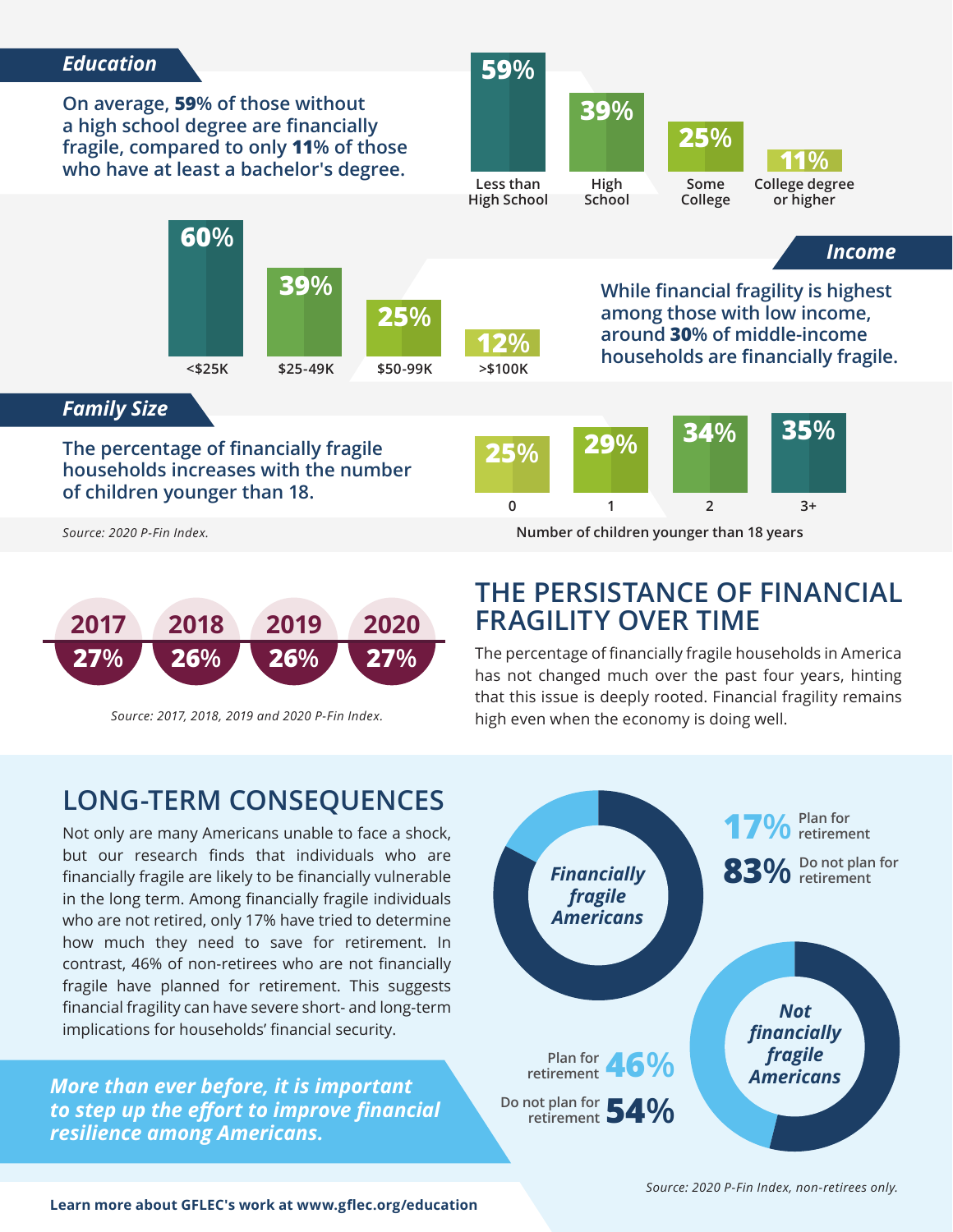### Education

On average, **59**% of those without a high school degree are financially fragile, compared to only **11**% of those who have at least a bachelor's degree.

59%
Less than High School
39%
High School
25%
Some College
11%
College degree or higher

### Income

60%
<$25K
39%
$25-49K
25%
$50-99K
12%
>$100K

While financial fragility is highest among those with low income, around **30**% of middle-income households are financially fragile.

### Family Size

The percentage of financially fragile households increases with the number of children younger than 18.

25%
0
29%
1
34%
2
35%
3+
Number of children younger than 18 years

*Source: 2020 P-Fin Index.*

2017
27%
2018
26%
2019
26%
2020
27%

*Source: 2017, 2018, 2019 and 2020 P-Fin Index.*

## THE PERSISTANCE OF FINANCIAL FRAGILITY OVER TIME

The percentage of financially fragile households in America has not changed much over the past four years, hinting that this issue is deeply rooted. Financial fragility remains high even when the economy is doing well.

## LONG-TERM CONSEQUENCES

Not only are many Americans unable to face a shock, but our research finds that individuals who are financially fragile are likely to be financially vulnerable in the long term. Among financially fragile individuals who are not retired, only 17% have tried to determine how much they need to save for retirement. In contrast, 46% of non-retirees who are not financially fragile have planned for retirement. This suggests financial fragility can have severe short- and long-term implications for households' financial security.

***More than ever before, it is important to step up the effort to improve financial resilience among Americans.***

*Financially fragile Americans*
17% Plan for retirement
83% Do not plan for retirement

*Not financially fragile Americans*
Plan for retirement 46%
Do not plan for retirement 54%

*Source: 2020 P-Fin Index, non-retirees only.*

**Learn more about GFLEC's work at www.gflec.org/education**